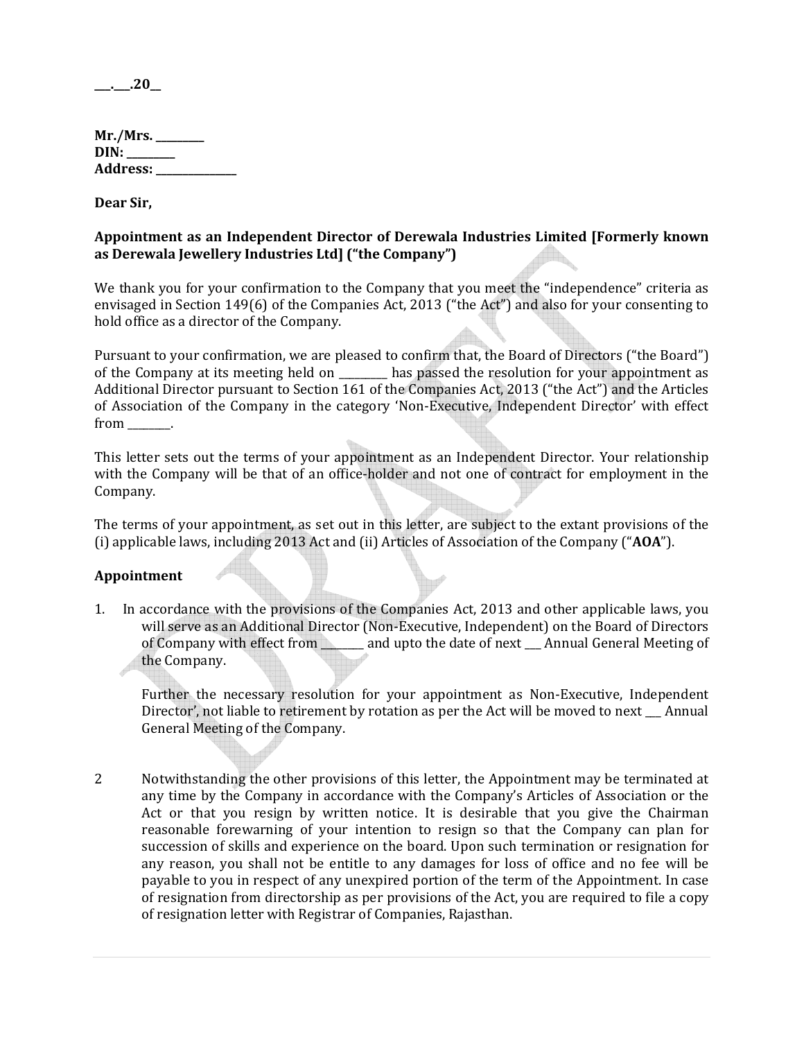**___.___.20__**

**Mr./Mrs. _________**
**DIN: _________**
**Address: _______________**

**Dear Sir,**

**Appointment as an Independent Director of Derewala Industries Limited [Formerly known as Derewala Jewellery Industries Ltd] ("the Company")**

We thank you for your confirmation to the Company that you meet the "independence" criteria as envisaged in Section 149(6) of the Companies Act, 2013 ("the Act") and also for your consenting to hold office as a director of the Company.

Pursuant to your confirmation, we are pleased to confirm that, the Board of Directors ("the Board") of the Company at its meeting held on _________ has passed the resolution for your appointment as Additional Director pursuant to Section 161 of the Companies Act, 2013 ("the Act") and the Articles of Association of the Company in the category 'Non-Executive, Independent Director' with effect from ________.

This letter sets out the terms of your appointment as an Independent Director. Your relationship with the Company will be that of an office-holder and not one of contract for employment in the Company.

The terms of your appointment, as set out in this letter, are subject to the extant provisions of the (i) applicable laws, including 2013 Act and (ii) Articles of Association of the Company ("**AOA**").

**Appointment**

1. In accordance with the provisions of the Companies Act, 2013 and other applicable laws, you will serve as an Additional Director (Non-Executive, Independent) on the Board of Directors of Company with effect from ________ and upto the date of next ___ Annual General Meeting of the Company.

   Further the necessary resolution for your appointment as Non-Executive, Independent Director', not liable to retirement by rotation as per the Act will be moved to next ___ Annual General Meeting of the Company.

2. Notwithstanding the other provisions of this letter, the Appointment may be terminated at any time by the Company in accordance with the Company's Articles of Association or the Act or that you resign by written notice. It is desirable that you give the Chairman reasonable forewarning of your intention to resign so that the Company can plan for succession of skills and experience on the board. Upon such termination or resignation for any reason, you shall not be entitle to any damages for loss of office and no fee will be payable to you in respect of any unexpired portion of the term of the Appointment. In case of resignation from directorship as per provisions of the Act, you are required to file a copy of resignation letter with Registrar of Companies, Rajasthan.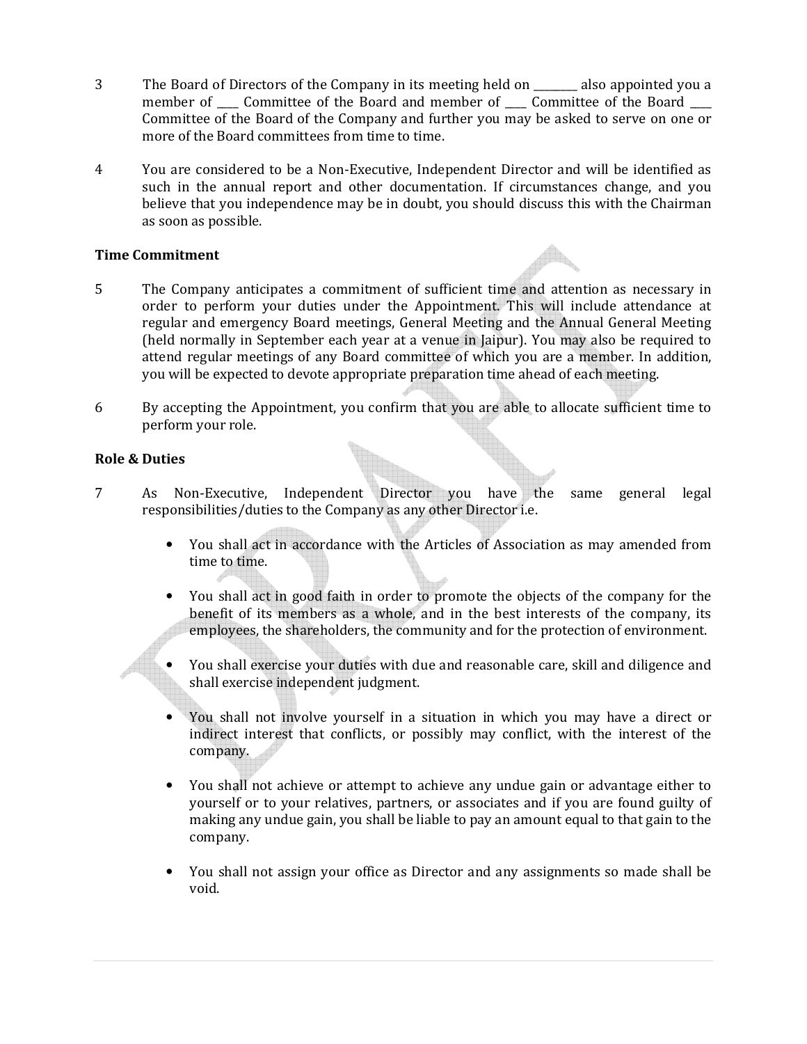3 The Board of Directors of the Company in its meeting held on ________ also appointed you a member of ____ Committee of the Board and member of ____ Committee of the Board ____ Committee of the Board of the Company and further you may be asked to serve on one or more of the Board committees from time to time.

4 You are considered to be a Non-Executive, Independent Director and will be identified as such in the annual report and other documentation. If circumstances change, and you believe that you independence may be in doubt, you should discuss this with the Chairman as soon as possible.

**Time Commitment**

5 The Company anticipates a commitment of sufficient time and attention as necessary in order to perform your duties under the Appointment. This will include attendance at regular and emergency Board meetings, General Meeting and the Annual General Meeting (held normally in September each year at a venue in Jaipur). You may also be required to attend regular meetings of any Board committee of which you are a member. In addition, you will be expected to devote appropriate preparation time ahead of each meeting.

6 By accepting the Appointment, you confirm that you are able to allocate sufficient time to perform your role.

**Role & Duties**

7 As Non-Executive, Independent Director you have the same general legal responsibilities/duties to the Company as any other Director i.e.

- You shall act in accordance with the Articles of Association as may amended from time to time.
- You shall act in good faith in order to promote the objects of the company for the benefit of its members as a whole, and in the best interests of the company, its employees, the shareholders, the community and for the protection of environment.
- You shall exercise your duties with due and reasonable care, skill and diligence and shall exercise independent judgment.
- You shall not involve yourself in a situation in which you may have a direct or indirect interest that conflicts, or possibly may conflict, with the interest of the company.
- You shall not achieve or attempt to achieve any undue gain or advantage either to yourself or to your relatives, partners, or associates and if you are found guilty of making any undue gain, you shall be liable to pay an amount equal to that gain to the company.
- You shall not assign your office as Director and any assignments so made shall be void.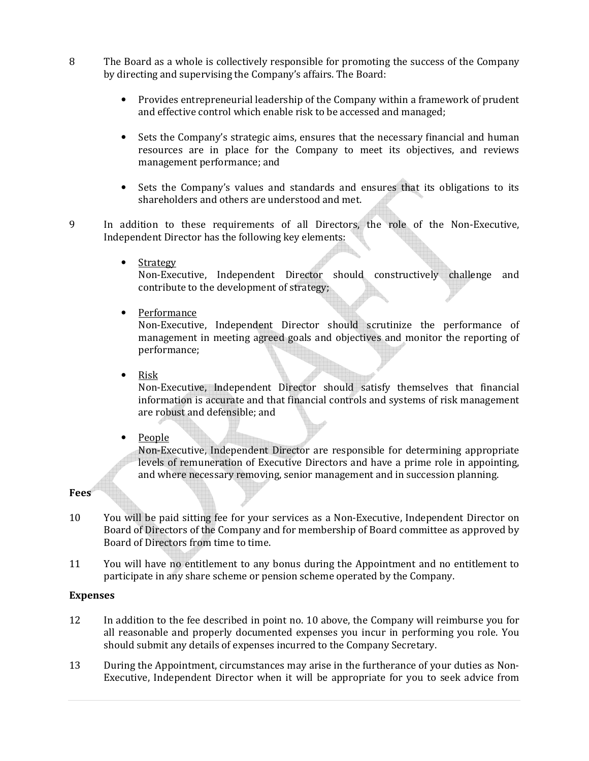8 The Board as a whole is collectively responsible for promoting the success of the Company by directing and supervising the Company's affairs. The Board:

- Provides entrepreneurial leadership of the Company within a framework of prudent and effective control which enable risk to be accessed and managed;

- Sets the Company's strategic aims, ensures that the necessary financial and human resources are in place for the Company to meet its objectives, and reviews management performance; and

- Sets the Company's values and standards and ensures that its obligations to its shareholders and others are understood and met.

9 In addition to these requirements of all Directors, the role of the Non-Executive, Independent Director has the following key elements:

- Strategy
  Non-Executive, Independent Director should constructively challenge and contribute to the development of strategy;

- Performance
  Non-Executive, Independent Director should scrutinize the performance of management in meeting agreed goals and objectives and monitor the reporting of performance;

- Risk
  Non-Executive, Independent Director should satisfy themselves that financial information is accurate and that financial controls and systems of risk management are robust and defensible; and

- People
  Non-Executive, Independent Director are responsible for determining appropriate levels of remuneration of Executive Directors and have a prime role in appointing, and where necessary removing, senior management and in succession planning.

**Fees**

10 You will be paid sitting fee for your services as a Non-Executive, Independent Director on Board of Directors of the Company and for membership of Board committee as approved by Board of Directors from time to time.

11 You will have no entitlement to any bonus during the Appointment and no entitlement to participate in any share scheme or pension scheme operated by the Company.

**Expenses**

12 In addition to the fee described in point no. 10 above, the Company will reimburse you for all reasonable and properly documented expenses you incur in performing you role. You should submit any details of expenses incurred to the Company Secretary.

13 During the Appointment, circumstances may arise in the furtherance of your duties as Non-Executive, Independent Director when it will be appropriate for you to seek advice from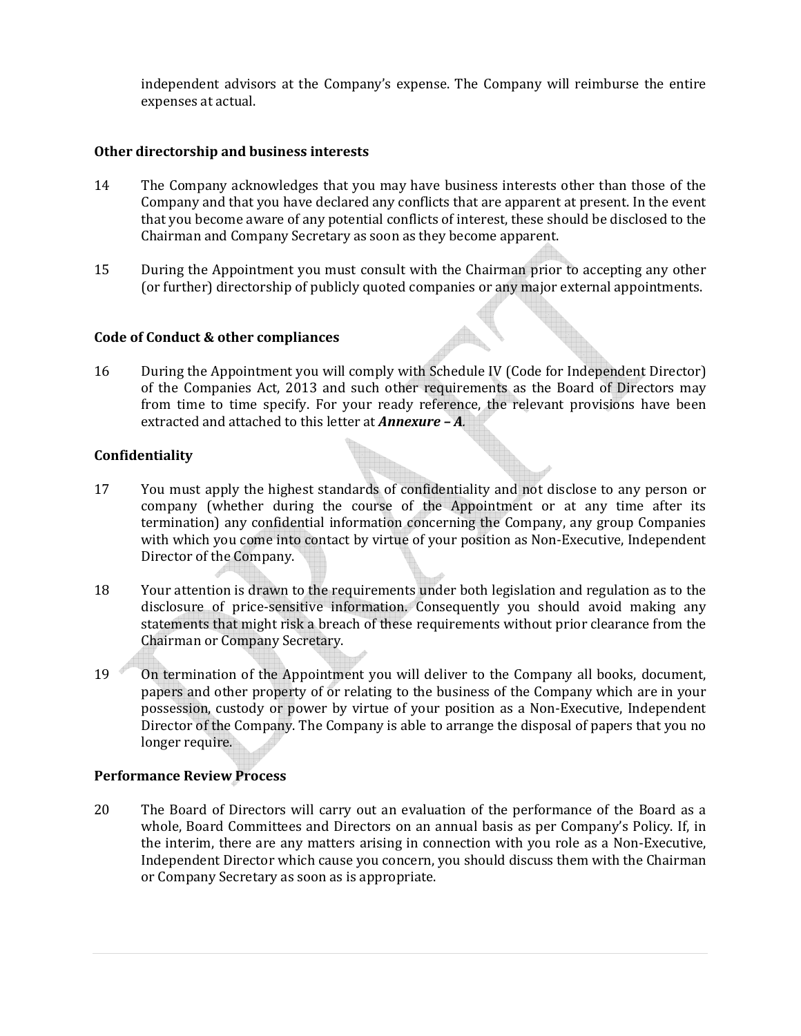independent advisors at the Company's expense. The Company will reimburse the entire expenses at actual.

### Other directorship and business interests

14 The Company acknowledges that you may have business interests other than those of the Company and that you have declared any conflicts that are apparent at present. In the event that you become aware of any potential conflicts of interest, these should be disclosed to the Chairman and Company Secretary as soon as they become apparent.

15 During the Appointment you must consult with the Chairman prior to accepting any other (or further) directorship of publicly quoted companies or any major external appointments.

### Code of Conduct & other compliances

16 During the Appointment you will comply with Schedule IV (Code for Independent Director) of the Companies Act, 2013 and such other requirements as the Board of Directors may from time to time specify. For your ready reference, the relevant provisions have been extracted and attached to this letter at ***Annexure – A***.

### Confidentiality

17 You must apply the highest standards of confidentiality and not disclose to any person or company (whether during the course of the Appointment or at any time after its termination) any confidential information concerning the Company, any group Companies with which you come into contact by virtue of your position as Non-Executive, Independent Director of the Company.

18 Your attention is drawn to the requirements under both legislation and regulation as to the disclosure of price-sensitive information. Consequently you should avoid making any statements that might risk a breach of these requirements without prior clearance from the Chairman or Company Secretary.

19 On termination of the Appointment you will deliver to the Company all books, document, papers and other property of or relating to the business of the Company which are in your possession, custody or power by virtue of your position as a Non-Executive, Independent Director of the Company. The Company is able to arrange the disposal of papers that you no longer require.

### Performance Review Process

20 The Board of Directors will carry out an evaluation of the performance of the Board as a whole, Board Committees and Directors on an annual basis as per Company's Policy. If, in the interim, there are any matters arising in connection with you role as a Non-Executive, Independent Director which cause you concern, you should discuss them with the Chairman or Company Secretary as soon as is appropriate.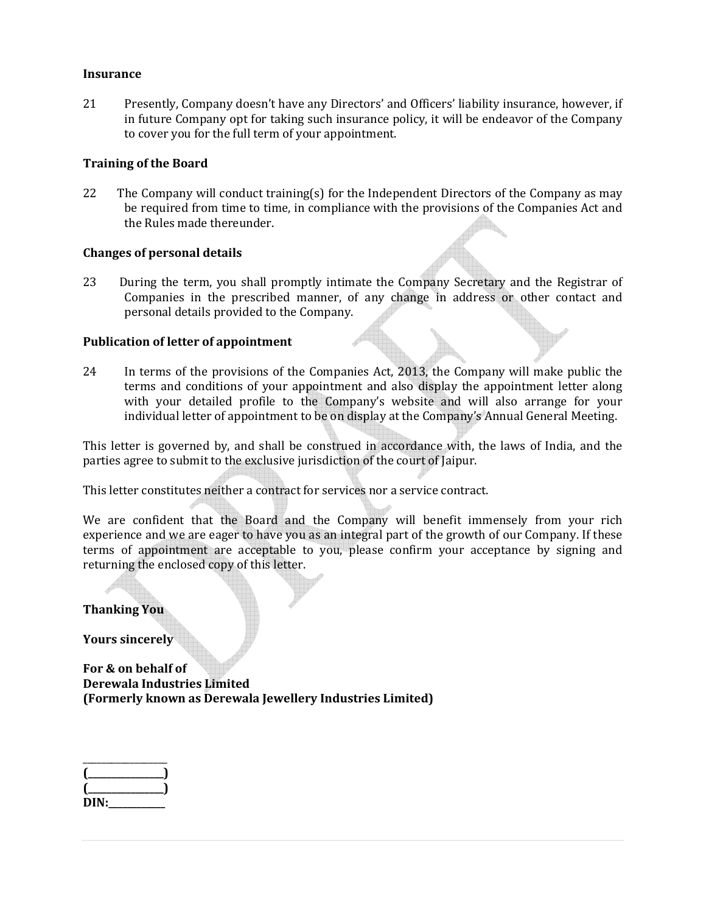**Insurance**

21 Presently, Company doesn't have any Directors' and Officers' liability insurance, however, if in future Company opt for taking such insurance policy, it will be endeavor of the Company to cover you for the full term of your appointment.

**Training of the Board**

22 The Company will conduct training(s) for the Independent Directors of the Company as may be required from time to time, in compliance with the provisions of the Companies Act and the Rules made thereunder.

**Changes of personal details**

23 During the term, you shall promptly intimate the Company Secretary and the Registrar of Companies in the prescribed manner, of any change in address or other contact and personal details provided to the Company.

**Publication of letter of appointment**

24 In terms of the provisions of the Companies Act, 2013, the Company will make public the terms and conditions of your appointment and also display the appointment letter along with your detailed profile to the Company's website and will also arrange for your individual letter of appointment to be on display at the Company's Annual General Meeting.

This letter is governed by, and shall be construed in accordance with, the laws of India, and the parties agree to submit to the exclusive jurisdiction of the court of Jaipur.

This letter constitutes neither a contract for services nor a service contract.

We are confident that the Board and the Company will benefit immensely from your rich experience and we are eager to have you as an integral part of the growth of our Company. If these terms of appointment are acceptable to you, please confirm your acceptance by signing and returning the enclosed copy of this letter.

**Thanking You**

**Yours sincerely**

**For & on behalf of**
**Derewala Industries Limited**
**(Formerly known as Derewala Jewellery Industries Limited)**

_______________
**(_______________)**
**(_______________)**
**DIN:___________**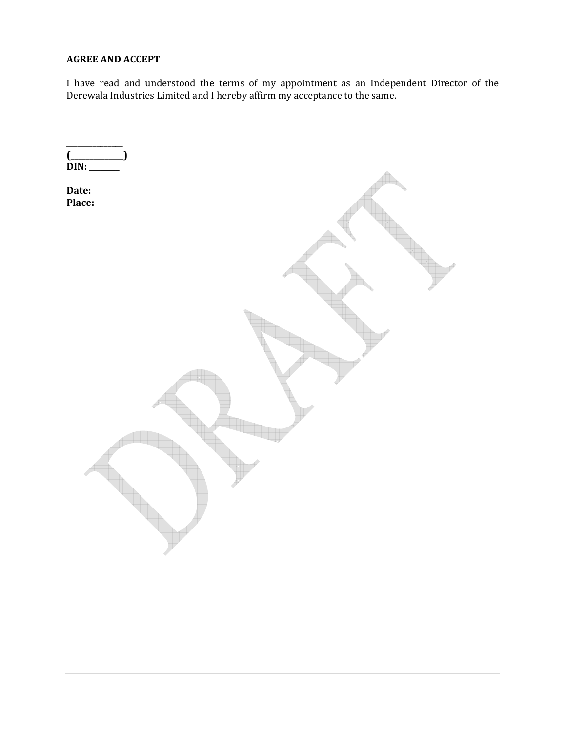**AGREE AND ACCEPT**

I have read and understood the terms of my appointment as an Independent Director of the Derewala Industries Limited and I hereby affirm my acceptance to the same.

_______________
**(_______________)**
**DIN: ________**

**Date:**
**Place:**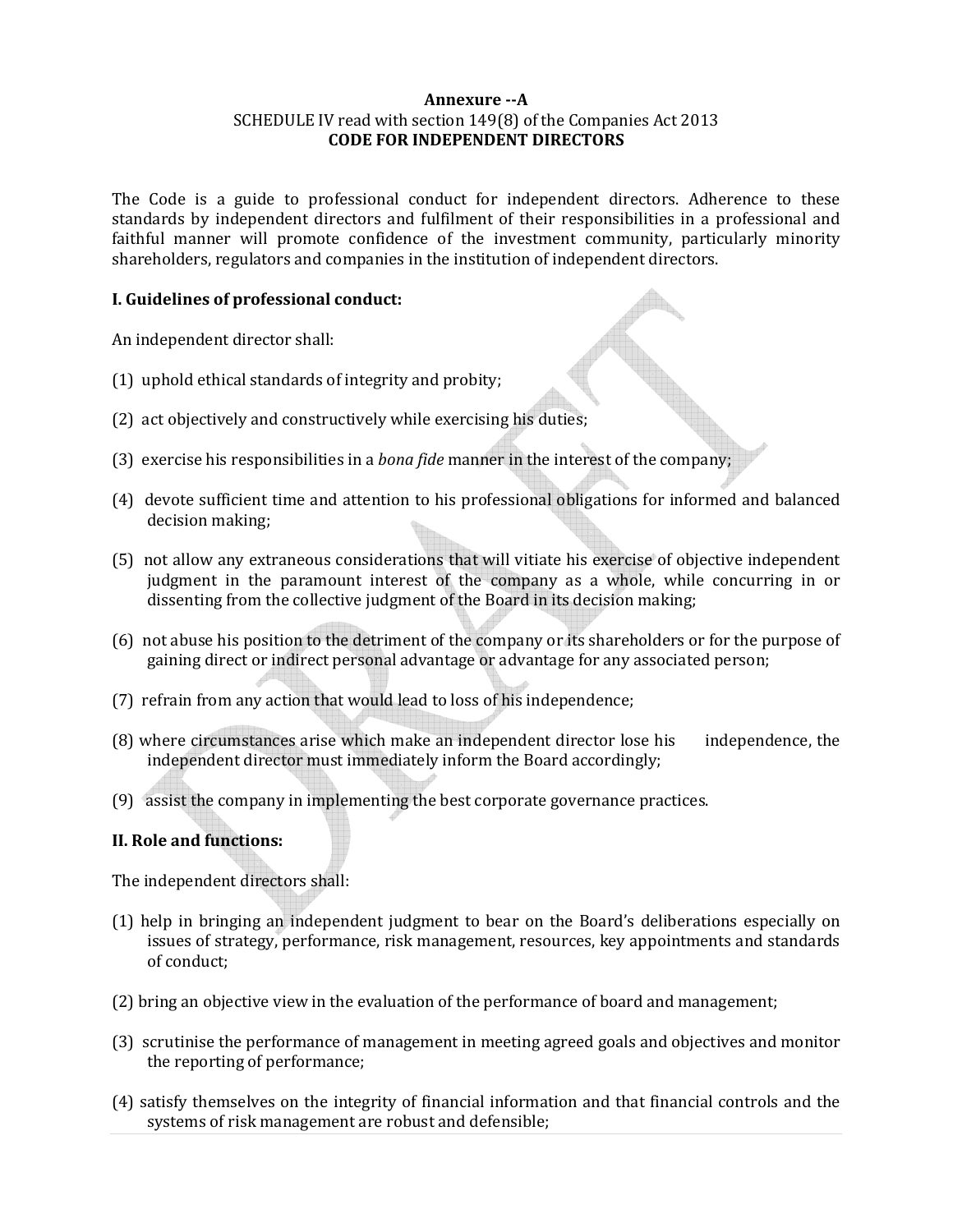**Annexure --A**

SCHEDULE IV read with section 149(8) of the Companies Act 2013

**CODE FOR INDEPENDENT DIRECTORS**

The Code is a guide to professional conduct for independent directors. Adherence to these standards by independent directors and fulfilment of their responsibilities in a professional and faithful manner will promote confidence of the investment community, particularly minority shareholders, regulators and companies in the institution of independent directors.

**I. Guidelines of professional conduct:**

An independent director shall:

(1) uphold ethical standards of integrity and probity;

(2) act objectively and constructively while exercising his duties;

(3) exercise his responsibilities in a *bona fide* manner in the interest of the company;

(4) devote sufficient time and attention to his professional obligations for informed and balanced decision making;

(5) not allow any extraneous considerations that will vitiate his exercise of objective independent judgment in the paramount interest of the company as a whole, while concurring in or dissenting from the collective judgment of the Board in its decision making;

(6) not abuse his position to the detriment of the company or its shareholders or for the purpose of gaining direct or indirect personal advantage or advantage for any associated person;

(7) refrain from any action that would lead to loss of his independence;

(8) where circumstances arise which make an independent director lose his independence, the independent director must immediately inform the Board accordingly;

(9) assist the company in implementing the best corporate governance practices.

**II. Role and functions:**

The independent directors shall:

(1) help in bringing an independent judgment to bear on the Board's deliberations especially on issues of strategy, performance, risk management, resources, key appointments and standards of conduct;

(2) bring an objective view in the evaluation of the performance of board and management;

(3) scrutinise the performance of management in meeting agreed goals and objectives and monitor the reporting of performance;

(4) satisfy themselves on the integrity of financial information and that financial controls and the systems of risk management are robust and defensible;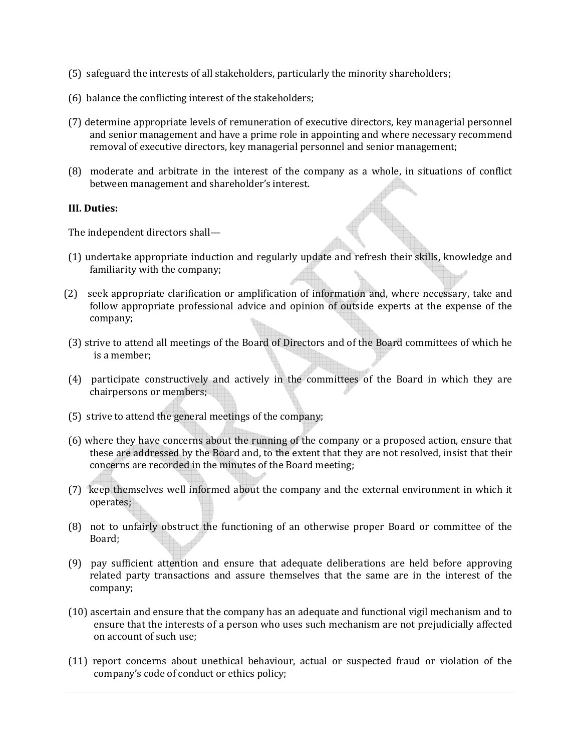(5) safeguard the interests of all stakeholders, particularly the minority shareholders;

(6) balance the conflicting interest of the stakeholders;

(7) determine appropriate levels of remuneration of executive directors, key managerial personnel and senior management and have a prime role in appointing and where necessary recommend removal of executive directors, key managerial personnel and senior management;

(8) moderate and arbitrate in the interest of the company as a whole, in situations of conflict between management and shareholder's interest.

**III. Duties:**

The independent directors shall—

(1) undertake appropriate induction and regularly update and refresh their skills, knowledge and familiarity with the company;

(2) seek appropriate clarification or amplification of information and, where necessary, take and follow appropriate professional advice and opinion of outside experts at the expense of the company;

(3) strive to attend all meetings of the Board of Directors and of the Board committees of which he is a member;

(4) participate constructively and actively in the committees of the Board in which they are chairpersons or members;

(5) strive to attend the general meetings of the company;

(6) where they have concerns about the running of the company or a proposed action, ensure that these are addressed by the Board and, to the extent that they are not resolved, insist that their concerns are recorded in the minutes of the Board meeting;

(7) keep themselves well informed about the company and the external environment in which it operates;

(8) not to unfairly obstruct the functioning of an otherwise proper Board or committee of the Board;

(9) pay sufficient attention and ensure that adequate deliberations are held before approving related party transactions and assure themselves that the same are in the interest of the company;

(10) ascertain and ensure that the company has an adequate and functional vigil mechanism and to ensure that the interests of a person who uses such mechanism are not prejudicially affected on account of such use;

(11) report concerns about unethical behaviour, actual or suspected fraud or violation of the company's code of conduct or ethics policy;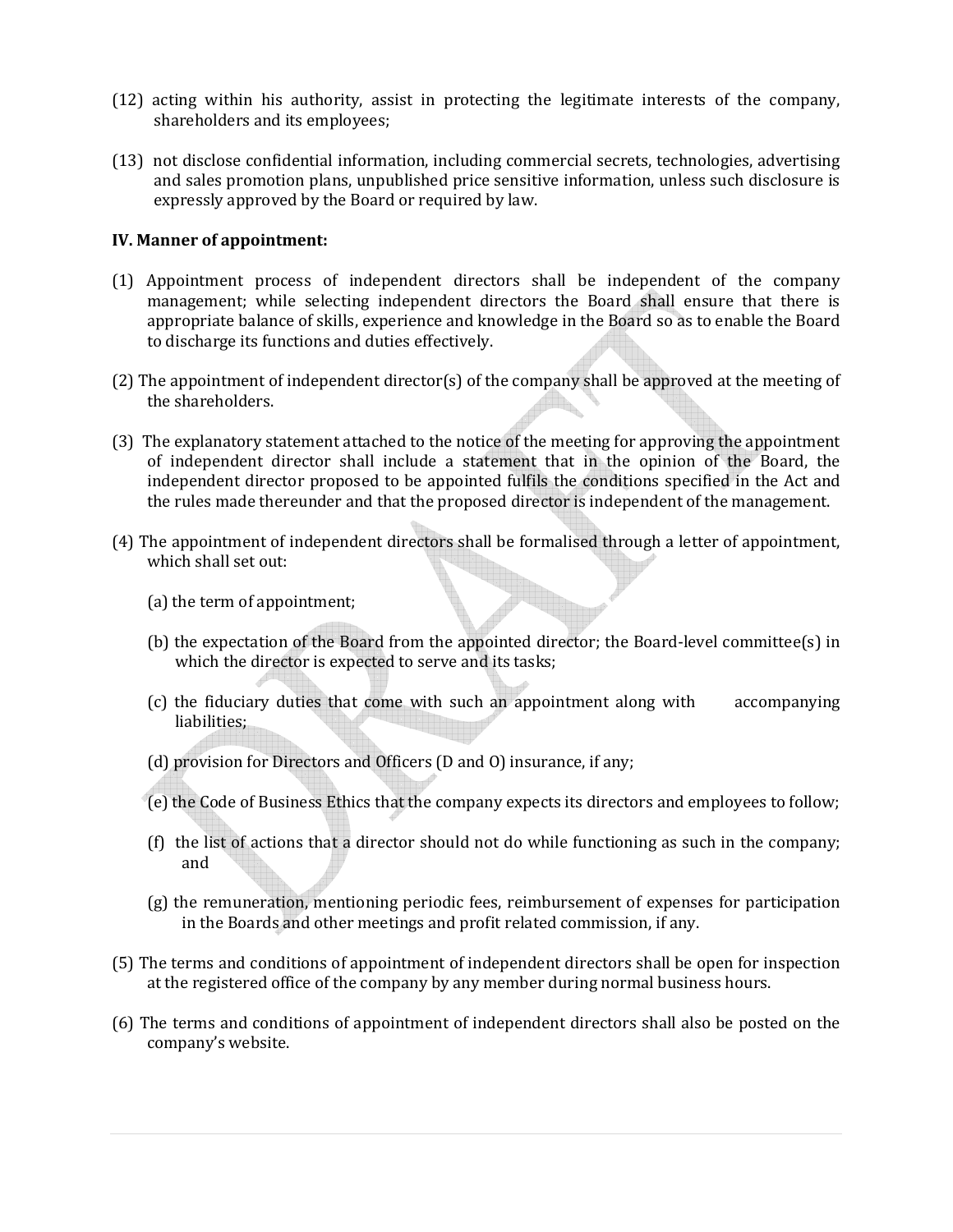(12) acting within his authority, assist in protecting the legitimate interests of the company, shareholders and its employees;

(13) not disclose confidential information, including commercial secrets, technologies, advertising and sales promotion plans, unpublished price sensitive information, unless such disclosure is expressly approved by the Board or required by law.

**IV. Manner of appointment:**

(1) Appointment process of independent directors shall be independent of the company management; while selecting independent directors the Board shall ensure that there is appropriate balance of skills, experience and knowledge in the Board so as to enable the Board to discharge its functions and duties effectively.

(2) The appointment of independent director(s) of the company shall be approved at the meeting of the shareholders.

(3) The explanatory statement attached to the notice of the meeting for approving the appointment of independent director shall include a statement that in the opinion of the Board, the independent director proposed to be appointed fulfils the conditions specified in the Act and the rules made thereunder and that the proposed director is independent of the management.

(4) The appointment of independent directors shall be formalised through a letter of appointment, which shall set out:

(a) the term of appointment;

(b) the expectation of the Board from the appointed director; the Board-level committee(s) in which the director is expected to serve and its tasks;

(c) the fiduciary duties that come with such an appointment along with accompanying liabilities;

(d) provision for Directors and Officers (D and O) insurance, if any;

(e) the Code of Business Ethics that the company expects its directors and employees to follow;

(f) the list of actions that a director should not do while functioning as such in the company; and

(g) the remuneration, mentioning periodic fees, reimbursement of expenses for participation in the Boards and other meetings and profit related commission, if any.

(5) The terms and conditions of appointment of independent directors shall be open for inspection at the registered office of the company by any member during normal business hours.

(6) The terms and conditions of appointment of independent directors shall also be posted on the company's website.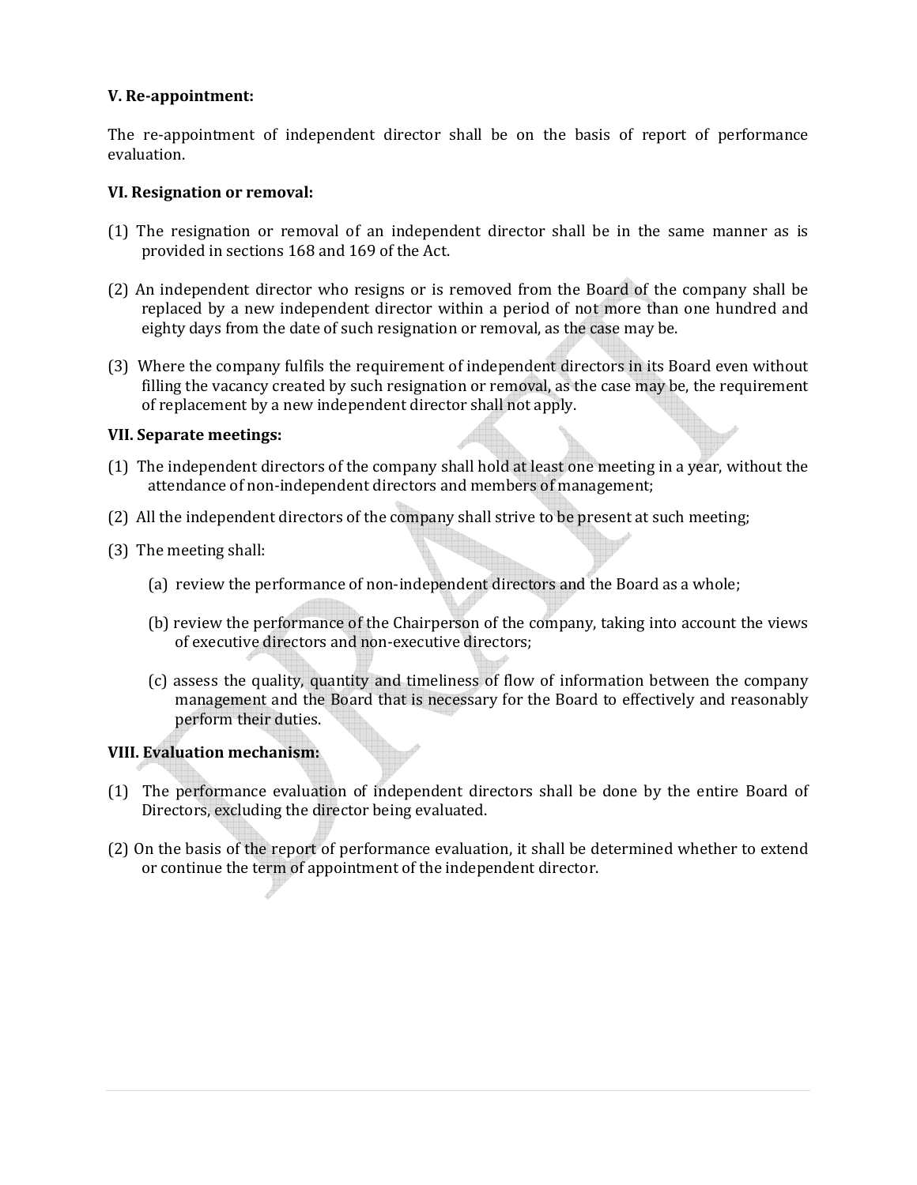**V. Re-appointment:**

The re-appointment of independent director shall be on the basis of report of performance evaluation.

**VI. Resignation or removal:**

(1) The resignation or removal of an independent director shall be in the same manner as is provided in sections 168 and 169 of the Act.

(2) An independent director who resigns or is removed from the Board of the company shall be replaced by a new independent director within a period of not more than one hundred and eighty days from the date of such resignation or removal, as the case may be.

(3) Where the company fulfils the requirement of independent directors in its Board even without filling the vacancy created by such resignation or removal, as the case may be, the requirement of replacement by a new independent director shall not apply.

**VII. Separate meetings:**

(1) The independent directors of the company shall hold at least one meeting in a year, without the attendance of non-independent directors and members of management;

(2) All the independent directors of the company shall strive to be present at such meeting;

(3) The meeting shall:

(a) review the performance of non-independent directors and the Board as a whole;

(b) review the performance of the Chairperson of the company, taking into account the views of executive directors and non-executive directors;

(c) assess the quality, quantity and timeliness of flow of information between the company management and the Board that is necessary for the Board to effectively and reasonably perform their duties.

**VIII. Evaluation mechanism:**

(1) The performance evaluation of independent directors shall be done by the entire Board of Directors, excluding the director being evaluated.

(2) On the basis of the report of performance evaluation, it shall be determined whether to extend or continue the term of appointment of the independent director.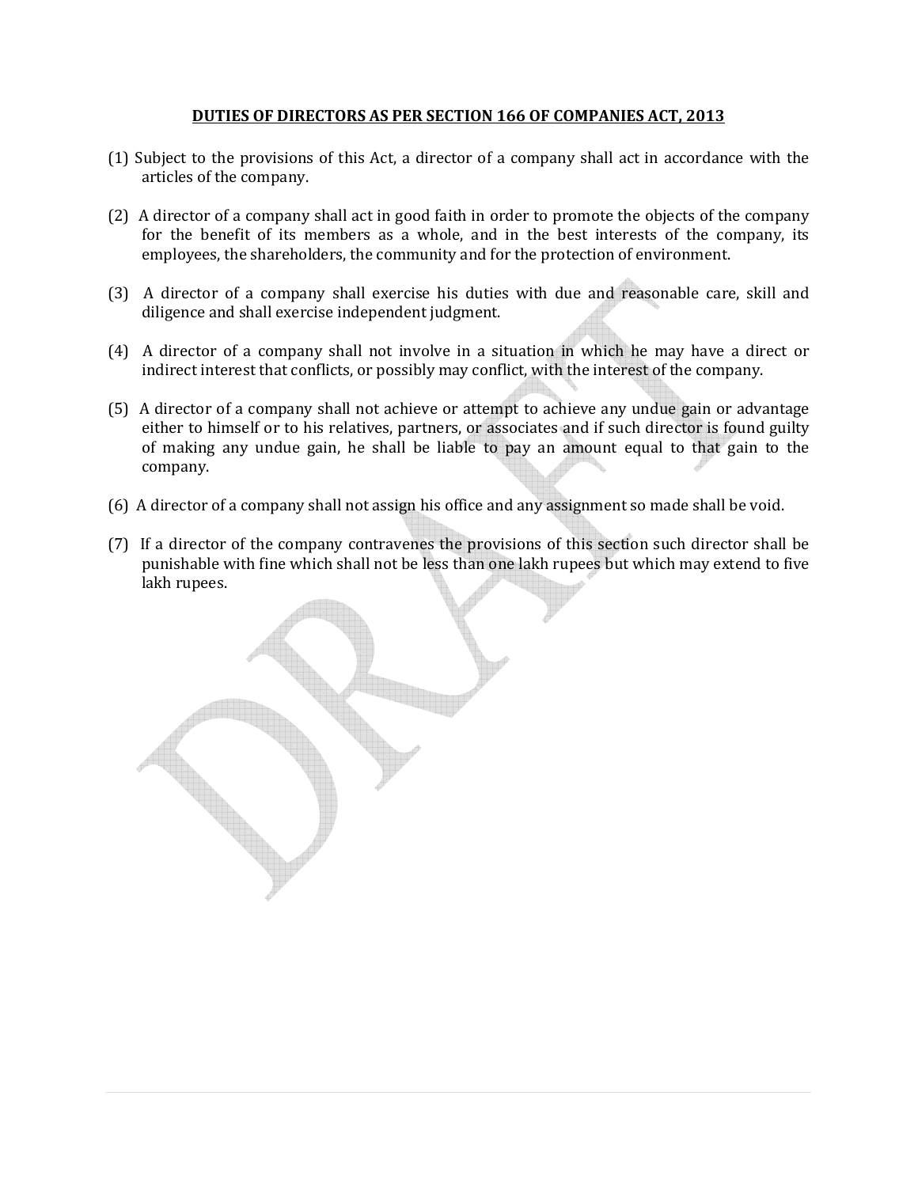# DUTIES OF DIRECTORS AS PER SECTION 166 OF COMPANIES ACT, 2013

(1) Subject to the provisions of this Act, a director of a company shall act in accordance with the articles of the company.

(2) A director of a company shall act in good faith in order to promote the objects of the company for the benefit of its members as a whole, and in the best interests of the company, its employees, the shareholders, the community and for the protection of environment.

(3) A director of a company shall exercise his duties with due and reasonable care, skill and diligence and shall exercise independent judgment.

(4) A director of a company shall not involve in a situation in which he may have a direct or indirect interest that conflicts, or possibly may conflict, with the interest of the company.

(5) A director of a company shall not achieve or attempt to achieve any undue gain or advantage either to himself or to his relatives, partners, or associates and if such director is found guilty of making any undue gain, he shall be liable to pay an amount equal to that gain to the company.

(6) A director of a company shall not assign his office and any assignment so made shall be void.

(7) If a director of the company contravenes the provisions of this section such director shall be punishable with fine which shall not be less than one lakh rupees but which may extend to five lakh rupees.